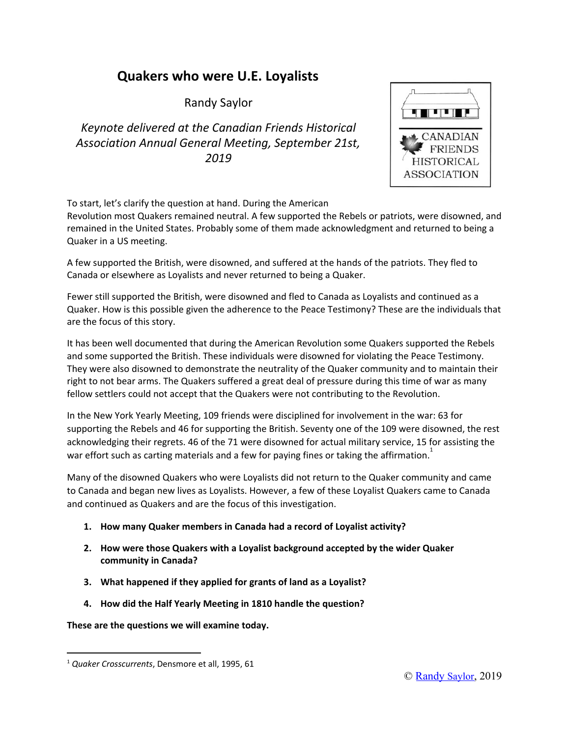# Quakers who were U.E. Loyalists

Randy Saylor

*Keynote delivered at the Canadian Friends Historical Association Annual General Meeting, September 21st, 2019*

CANADIAN FRIENDS HISTORICAL ASSOCIATION

To start, let's clarify the question at hand. During the American Revolution most Quakers remained neutral. A few supported the Rebels or patriots, were disowned, and remained in the United States. Probably some of them made acknowledgment and returned to being a Quaker in a US meeting.

A few supported the British, were disowned, and suffered at the hands of the patriots. They fled to Canada or elsewhere as Loyalists and never returned to being a Quaker.

Fewer still supported the British, were disowned and fled to Canada as Loyalists and continued as a Quaker. How is this possible given the adherence to the Peace Testimony? These are the individuals that are the focus of this story.

It has been well documented that during the American Revolution some Quakers supported the Rebels and some supported the British. These individuals were disowned for violating the Peace Testimony. They were also disowned to demonstrate the neutrality of the Quaker community and to maintain their right to not bear arms. The Quakers suffered a great deal of pressure during this time of war as many fellow settlers could not accept that the Quakers were not contributing to the Revolution.

In the New York Yearly Meeting, 109 friends were disciplined for involvement in the war: 63 for supporting the Rebels and 46 for supporting the British. Seventy one of the 109 were disowned, the rest acknowledging their regrets. 46 of the 71 were disowned for actual military service, 15 for assisting the war effort such as carting materials and a few for paying fines or taking the affirmation.[1]

Many of the disowned Quakers who were Loyalists did not return to the Quaker community and came to Canada and began new lives as Loyalists. However, a few of these Loyalist Quakers came to Canada and continued as Quakers and are the focus of this investigation.

1. **How many Quaker members in Canada had a record of Loyalist activity?**
2. **How were those Quakers with a Loyalist background accepted by the wider Quaker community in Canada?**
3. **What happened if they applied for grants of land as a Loyalist?**
4. **How did the Half Yearly Meeting in 1810 handle the question?**

**These are the questions we will examine today.**

---

[1] *Quaker Crosscurrents*, Densmore et all, 1995, 61

© Randy Saylor, 2019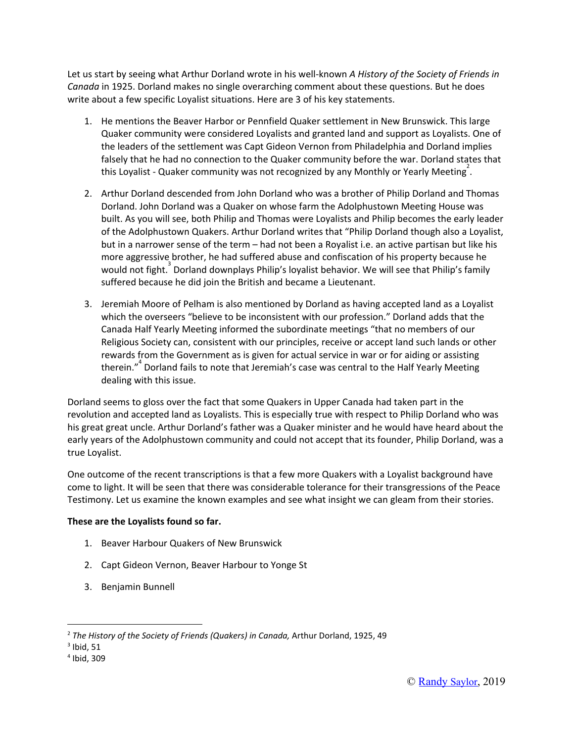Let us start by seeing what Arthur Dorland wrote in his well-known *A History of the Society of Friends in Canada* in 1925. Dorland makes no single overarching comment about these questions. But he does write about a few specific Loyalist situations. Here are 3 of his key statements.

1. He mentions the Beaver Harbor or Pennfield Quaker settlement in New Brunswick. This large Quaker community were considered Loyalists and granted land and support as Loyalists. One of the leaders of the settlement was Capt Gideon Vernon from Philadelphia and Dorland implies falsely that he had no connection to the Quaker community before the war. Dorland states that this Loyalist - Quaker community was not recognized by any Monthly or Yearly Meeting[2].

2. Arthur Dorland descended from John Dorland who was a brother of Philip Dorland and Thomas Dorland. John Dorland was a Quaker on whose farm the Adolphustown Meeting House was built. As you will see, both Philip and Thomas were Loyalists and Philip becomes the early leader of the Adolphustown Quakers. Arthur Dorland writes that "Philip Dorland though also a Loyalist, but in a narrower sense of the term – had not been a Royalist i.e. an active partisan but like his more aggressive brother, he had suffered abuse and confiscation of his property because he would not fight.[3] Dorland downplays Philip's loyalist behavior. We will see that Philip's family suffered because he did join the British and became a Lieutenant.

3. Jeremiah Moore of Pelham is also mentioned by Dorland as having accepted land as a Loyalist which the overseers "believe to be inconsistent with our profession." Dorland adds that the Canada Half Yearly Meeting informed the subordinate meetings "that no members of our Religious Society can, consistent with our principles, receive or accept land such lands or other rewards from the Government as is given for actual service in war or for aiding or assisting therein."[4] Dorland fails to note that Jeremiah's case was central to the Half Yearly Meeting dealing with this issue.

Dorland seems to gloss over the fact that some Quakers in Upper Canada had taken part in the revolution and accepted land as Loyalists. This is especially true with respect to Philip Dorland who was his great great uncle. Arthur Dorland's father was a Quaker minister and he would have heard about the early years of the Adolphustown community and could not accept that its founder, Philip Dorland, was a true Loyalist.

One outcome of the recent transcriptions is that a few more Quakers with a Loyalist background have come to light. It will be seen that there was considerable tolerance for their transgressions of the Peace Testimony. Let us examine the known examples and see what insight we can gleam from their stories.

**These are the Loyalists found so far.**

1. Beaver Harbour Quakers of New Brunswick
2. Capt Gideon Vernon, Beaver Harbour to Yonge St
3. Benjamin Bunnell

---

[2] *The History of the Society of Friends (Quakers) in Canada,* Arthur Dorland, 1925, 49

[3] Ibid, 51

[4] Ibid, 309

© Randy Saylor, 2019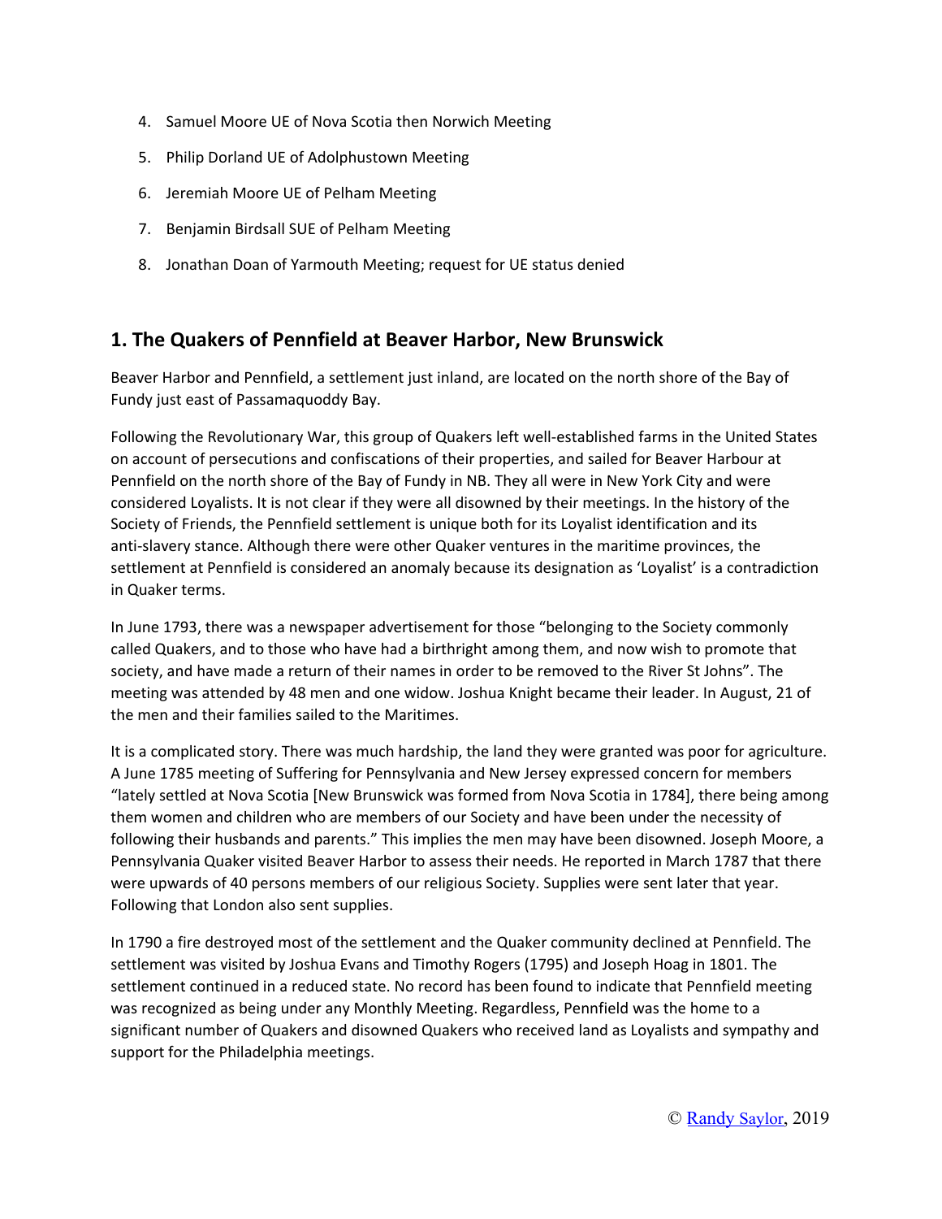4. Samuel Moore UE of Nova Scotia then Norwich Meeting
5. Philip Dorland UE of Adolphustown Meeting
6. Jeremiah Moore UE of Pelham Meeting
7. Benjamin Birdsall SUE of Pelham Meeting
8. Jonathan Doan of Yarmouth Meeting; request for UE status denied

## 1. The Quakers of Pennfield at Beaver Harbor, New Brunswick

Beaver Harbor and Pennfield, a settlement just inland, are located on the north shore of the Bay of Fundy just east of Passamaquoddy Bay.

Following the Revolutionary War, this group of Quakers left well-established farms in the United States on account of persecutions and confiscations of their properties, and sailed for Beaver Harbour at Pennfield on the north shore of the Bay of Fundy in NB. They all were in New York City and were considered Loyalists. It is not clear if they were all disowned by their meetings. In the history of the Society of Friends, the Pennfield settlement is unique both for its Loyalist identification and its anti-slavery stance. Although there were other Quaker ventures in the maritime provinces, the settlement at Pennfield is considered an anomaly because its designation as 'Loyalist' is a contradiction in Quaker terms.

In June 1793, there was a newspaper advertisement for those "belonging to the Society commonly called Quakers, and to those who have had a birthright among them, and now wish to promote that society, and have made a return of their names in order to be removed to the River St Johns". The meeting was attended by 48 men and one widow. Joshua Knight became their leader. In August, 21 of the men and their families sailed to the Maritimes.

It is a complicated story. There was much hardship, the land they were granted was poor for agriculture. A June 1785 meeting of Suffering for Pennsylvania and New Jersey expressed concern for members "lately settled at Nova Scotia [New Brunswick was formed from Nova Scotia in 1784], there being among them women and children who are members of our Society and have been under the necessity of following their husbands and parents." This implies the men may have been disowned. Joseph Moore, a Pennsylvania Quaker visited Beaver Harbor to assess their needs. He reported in March 1787 that there were upwards of 40 persons members of our religious Society. Supplies were sent later that year. Following that London also sent supplies.

In 1790 a fire destroyed most of the settlement and the Quaker community declined at Pennfield. The settlement was visited by Joshua Evans and Timothy Rogers (1795) and Joseph Hoag in 1801. The settlement continued in a reduced state. No record has been found to indicate that Pennfield meeting was recognized as being under any Monthly Meeting. Regardless, Pennfield was the home to a significant number of Quakers and disowned Quakers who received land as Loyalists and sympathy and support for the Philadelphia meetings.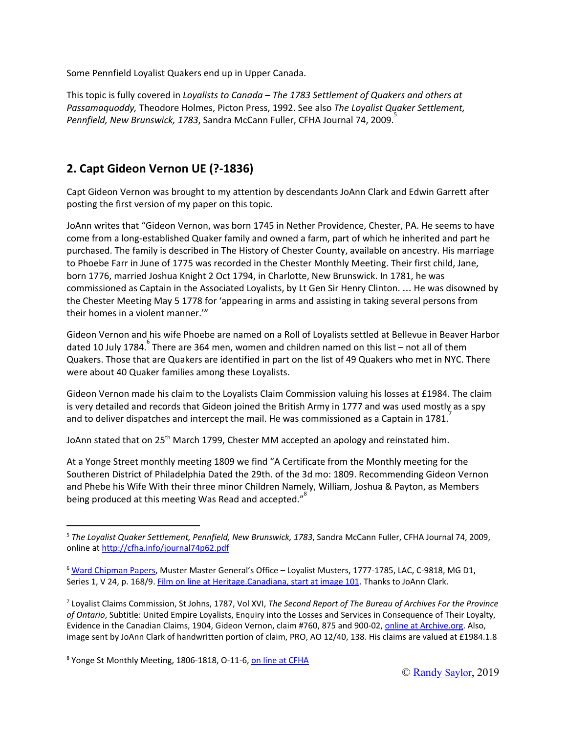Some Pennfield Loyalist Quakers end up in Upper Canada.

This topic is fully covered in *Loyalists to Canada – The 1783 Settlement of Quakers and others at Passamaquoddy,* Theodore Holmes, Picton Press, 1992. See also *The Loyalist Quaker Settlement, Pennfield, New Brunswick, 1783*, Sandra McCann Fuller, CFHA Journal 74, 2009.[5]

## 2. Capt Gideon Vernon UE (?-1836)

Capt Gideon Vernon was brought to my attention by descendants JoAnn Clark and Edwin Garrett after posting the first version of my paper on this topic.

JoAnn writes that "Gideon Vernon, was born 1745 in Nether Providence, Chester, PA. He seems to have come from a long-established Quaker family and owned a farm, part of which he inherited and part he purchased. The family is described in The History of Chester County, available on ancestry. His marriage to Phoebe Farr in June of 1775 was recorded in the Chester Monthly Meeting. Their first child, Jane, born 1776, married Joshua Knight 2 Oct 1794, in Charlotte, New Brunswick. In 1781, he was commissioned as Captain in the Associated Loyalists, by Lt Gen Sir Henry Clinton. … He was disowned by the Chester Meeting May 5 1778 for 'appearing in arms and assisting in taking several persons from their homes in a violent manner.'"

Gideon Vernon and his wife Phoebe are named on a Roll of Loyalists settled at Bellevue in Beaver Harbor dated 10 July 1784.[6] There are 364 men, women and children named on this list – not all of them Quakers. Those that are Quakers are identified in part on the list of 49 Quakers who met in NYC. There were about 40 Quaker families among these Loyalists.

Gideon Vernon made his claim to the Loyalists Claim Commission valuing his losses at £1984. The claim is very detailed and records that Gideon joined the British Army in 1777 and was used mostly as a spy and to deliver dispatches and intercept the mail. He was commissioned as a Captain in 1781.[7]

JoAnn stated that on 25th March 1799, Chester MM accepted an apology and reinstated him.

At a Yonge Street monthly meeting 1809 we find "A Certificate from the Monthly meeting for the Southeren District of Philadelphia Dated the 29th. of the 3d mo: 1809. Recommending Gideon Vernon and Phebe his Wife With their three minor Children Namely, William, Joshua & Payton, as Members being produced at this meeting Was Read and accepted."[8]

---

[5] *The Loyalist Quaker Settlement, Pennfield, New Brunswick, 1783*, Sandra McCann Fuller, CFHA Journal 74, 2009, online at http://cfha.info/journal74p62.pdf

[6] Ward Chipman Papers, Muster Master General's Office – Loyalist Musters, 1777-1785, LAC, C-9818, MG D1, Series 1, V 24, p. 168/9. Film on line at Heritage.Canadiana, start at image 101. Thanks to JoAnn Clark.

[7] Loyalist Claims Commission, St Johns, 1787, Vol XVI, *The Second Report of The Bureau of Archives For the Province of Ontario*, Subtitle: United Empire Loyalists, Enquiry into the Losses and Services in Consequence of Their Loyalty, Evidence in the Canadian Claims, 1904, Gideon Vernon, claim #760, 875 and 900-02, online at Archive.org. Also, image sent by JoAnn Clark of handwritten portion of claim, PRO, AO 12/40, 138. His claims are valued at £1984.1.8

[8] Yonge St Monthly Meeting, 1806-1818, O-11-6, on line at CFHA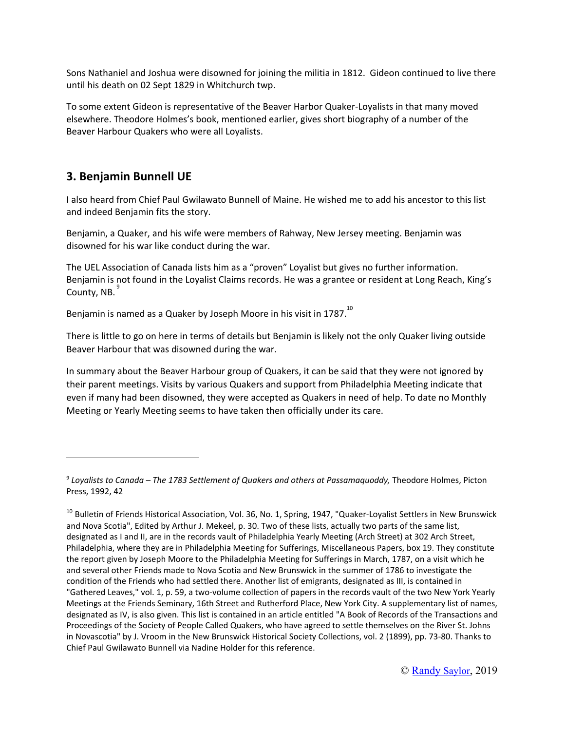Sons Nathaniel and Joshua were disowned for joining the militia in 1812. Gideon continued to live there until his death on 02 Sept 1829 in Whitchurch twp.

To some extent Gideon is representative of the Beaver Harbor Quaker-Loyalists in that many moved elsewhere. Theodore Holmes's book, mentioned earlier, gives short biography of a number of the Beaver Harbour Quakers who were all Loyalists.

## 3. Benjamin Bunnell UE

I also heard from Chief Paul Gwilawato Bunnell of Maine. He wished me to add his ancestor to this list and indeed Benjamin fits the story.

Benjamin, a Quaker, and his wife were members of Rahway, New Jersey meeting. Benjamin was disowned for his war like conduct during the war.

The UEL Association of Canada lists him as a "proven" Loyalist but gives no further information. Benjamin is not found in the Loyalist Claims records. He was a grantee or resident at Long Reach, King's County, NB.[9]

Benjamin is named as a Quaker by Joseph Moore in his visit in 1787.[10]

There is little to go on here in terms of details but Benjamin is likely not the only Quaker living outside Beaver Harbour that was disowned during the war.

In summary about the Beaver Harbour group of Quakers, it can be said that they were not ignored by their parent meetings. Visits by various Quakers and support from Philadelphia Meeting indicate that even if many had been disowned, they were accepted as Quakers in need of help. To date no Monthly Meeting or Yearly Meeting seems to have taken then officially under its care.

---

[9] *Loyalists to Canada – The 1783 Settlement of Quakers and others at Passamaquoddy,* Theodore Holmes, Picton Press, 1992, 42

[10] Bulletin of Friends Historical Association, Vol. 36, No. 1, Spring, 1947, "Quaker-Loyalist Settlers in New Brunswick and Nova Scotia", Edited by Arthur J. Mekeel, p. 30. Two of these lists, actually two parts of the same list, designated as I and II, are in the records vault of Philadelphia Yearly Meeting (Arch Street) at 302 Arch Street, Philadelphia, where they are in Philadelphia Meeting for Sufferings, Miscellaneous Papers, box 19. They constitute the report given by Joseph Moore to the Philadelphia Meeting for Sufferings in March, 1787, on a visit which he and several other Friends made to Nova Scotia and New Brunswick in the summer of 1786 to investigate the condition of the Friends who had settled there. Another list of emigrants, designated as III, is contained in "Gathered Leaves," vol. 1, p. 59, a two-volume collection of papers in the records vault of the two New York Yearly Meetings at the Friends Seminary, 16th Street and Rutherford Place, New York City. A supplementary list of names, designated as IV, is also given. This list is contained in an article entitled "A Book of Records of the Transactions and Proceedings of the Society of People Called Quakers, who have agreed to settle themselves on the River St. Johns in Novascotia" by J. Vroom in the New Brunswick Historical Society Collections, vol. 2 (1899), pp. 73-80. Thanks to Chief Paul Gwilawato Bunnell via Nadine Holder for this reference.

© Randy Saylor, 2019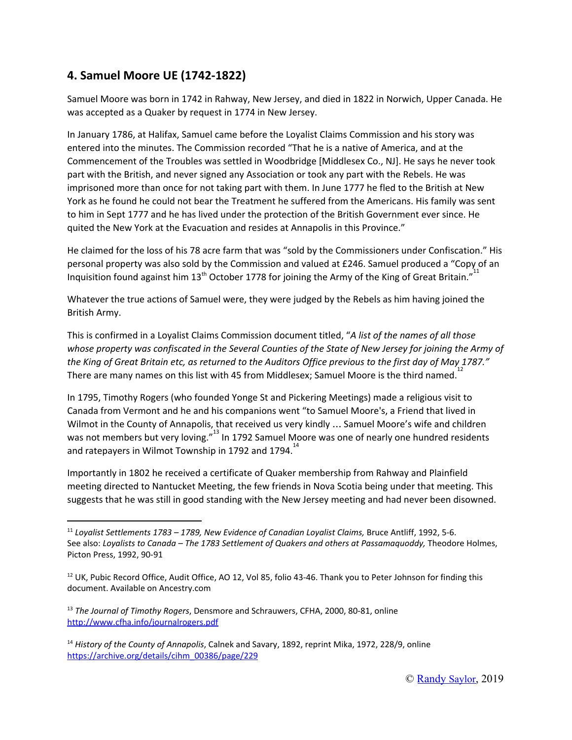## 4. Samuel Moore UE (1742-1822)

Samuel Moore was born in 1742 in Rahway, New Jersey, and died in 1822 in Norwich, Upper Canada. He was accepted as a Quaker by request in 1774 in New Jersey.

In January 1786, at Halifax, Samuel came before the Loyalist Claims Commission and his story was entered into the minutes. The Commission recorded "That he is a native of America, and at the Commencement of the Troubles was settled in Woodbridge [Middlesex Co., NJ]. He says he never took part with the British, and never signed any Association or took any part with the Rebels. He was imprisoned more than once for not taking part with them. In June 1777 he fled to the British at New York as he found he could not bear the Treatment he suffered from the Americans. His family was sent to him in Sept 1777 and he has lived under the protection of the British Government ever since. He quited the New York at the Evacuation and resides at Annapolis in this Province."

He claimed for the loss of his 78 acre farm that was "sold by the Commissioners under Confiscation." His personal property was also sold by the Commission and valued at £246. Samuel produced a "Copy of an Inquisition found against him 13th October 1778 for joining the Army of the King of Great Britain."[11]

Whatever the true actions of Samuel were, they were judged by the Rebels as him having joined the British Army.

This is confirmed in a Loyalist Claims Commission document titled, "*A list of the names of all those whose property was confiscated in the Several Counties of the State of New Jersey for joining the Army of the King of Great Britain etc, as returned to the Auditors Office previous to the first day of May 1787.*"[12] There are many names on this list with 45 from Middlesex; Samuel Moore is the third named.

In 1795, Timothy Rogers (who founded Yonge St and Pickering Meetings) made a religious visit to Canada from Vermont and he and his companions went "to Samuel Moore's, a Friend that lived in Wilmot in the County of Annapolis, that received us very kindly … Samuel Moore's wife and children was not members but very loving."[13] In 1792 Samuel Moore was one of nearly one hundred residents and ratepayers in Wilmot Township in 1792 and 1794.[14]

Importantly in 1802 he received a certificate of Quaker membership from Rahway and Plainfield meeting directed to Nantucket Meeting, the few friends in Nova Scotia being under that meeting. This suggests that he was still in good standing with the New Jersey meeting and had never been disowned.

---

[11] *Loyalist Settlements 1783 – 1789, New Evidence of Canadian Loyalist Claims,* Bruce Antliff, 1992, 5-6. See also: *Loyalists to Canada – The 1783 Settlement of Quakers and others at Passamaquoddy,* Theodore Holmes, Picton Press, 1992, 90-91

[12] UK, Pubic Record Office, Audit Office, AO 12, Vol 85, folio 43-46. Thank you to Peter Johnson for finding this document. Available on Ancestry.com

[13] *The Journal of Timothy Rogers*, Densmore and Schrauwers, CFHA, 2000, 80-81, online http://www.cfha.info/journalrogers.pdf

[14] *History of the County of Annapolis*, Calnek and Savary, 1892, reprint Mika, 1972, 228/9, online https://archive.org/details/cihm_00386/page/229

© Randy Saylor, 2019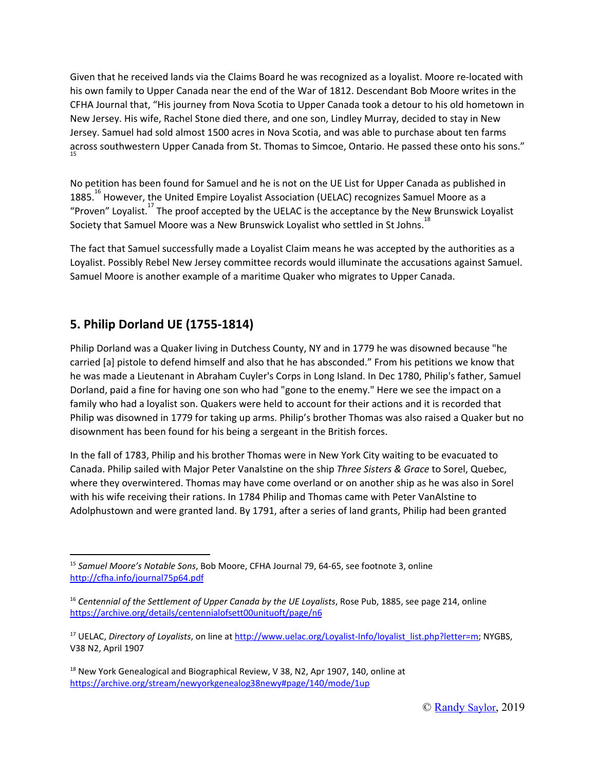Given that he received lands via the Claims Board he was recognized as a loyalist. Moore re-located with his own family to Upper Canada near the end of the War of 1812. Descendant Bob Moore writes in the CFHA Journal that, "His journey from Nova Scotia to Upper Canada took a detour to his old hometown in New Jersey. His wife, Rachel Stone died there, and one son, Lindley Murray, decided to stay in New Jersey. Samuel had sold almost 1500 acres in Nova Scotia, and was able to purchase about ten farms across southwestern Upper Canada from St. Thomas to Simcoe, Ontario. He passed these onto his sons."[15]

No petition has been found for Samuel and he is not on the UE List for Upper Canada as published in 1885.[16] However, the United Empire Loyalist Association (UELAC) recognizes Samuel Moore as a "Proven" Loyalist.[17] The proof accepted by the UELAC is the acceptance by the New Brunswick Loyalist Society that Samuel Moore was a New Brunswick Loyalist who settled in St Johns.[18]

The fact that Samuel successfully made a Loyalist Claim means he was accepted by the authorities as a Loyalist. Possibly Rebel New Jersey committee records would illuminate the accusations against Samuel. Samuel Moore is another example of a maritime Quaker who migrates to Upper Canada.

## 5. Philip Dorland UE (1755-1814)

Philip Dorland was a Quaker living in Dutchess County, NY and in 1779 he was disowned because "he carried [a] pistole to defend himself and also that he has absconded." From his petitions we know that he was made a Lieutenant in Abraham Cuyler's Corps in Long Island. In Dec 1780, Philip's father, Samuel Dorland, paid a fine for having one son who had "gone to the enemy." Here we see the impact on a family who had a loyalist son. Quakers were held to account for their actions and it is recorded that Philip was disowned in 1779 for taking up arms. Philip's brother Thomas was also raised a Quaker but no disownment has been found for his being a sergeant in the British forces.

In the fall of 1783, Philip and his brother Thomas were in New York City waiting to be evacuated to Canada. Philip sailed with Major Peter Vanalstine on the ship *Three Sisters & Grace* to Sorel, Quebec, where they overwintered. Thomas may have come overland or on another ship as he was also in Sorel with his wife receiving their rations. In 1784 Philip and Thomas came with Peter VanAlstine to Adolphustown and were granted land. By 1791, after a series of land grants, Philip had been granted

---

[15] *Samuel Moore's Notable Sons*, Bob Moore, CFHA Journal 79, 64-65, see footnote 3, online http://cfha.info/journal75p64.pdf

[16] *Centennial of the Settlement of Upper Canada by the UE Loyalists*, Rose Pub, 1885, see page 214, online https://archive.org/details/centennialofsett00unituoft/page/n6

[17] UELAC, *Directory of Loyalists*, on line at http://www.uelac.org/Loyalist-Info/loyalist_list.php?letter=m; NYGBS, V38 N2, April 1907

[18] New York Genealogical and Biographical Review, V 38, N2, Apr 1907, 140, online at https://archive.org/stream/newyorkgenealog38newy#page/140/mode/1up

© Randy Saylor, 2019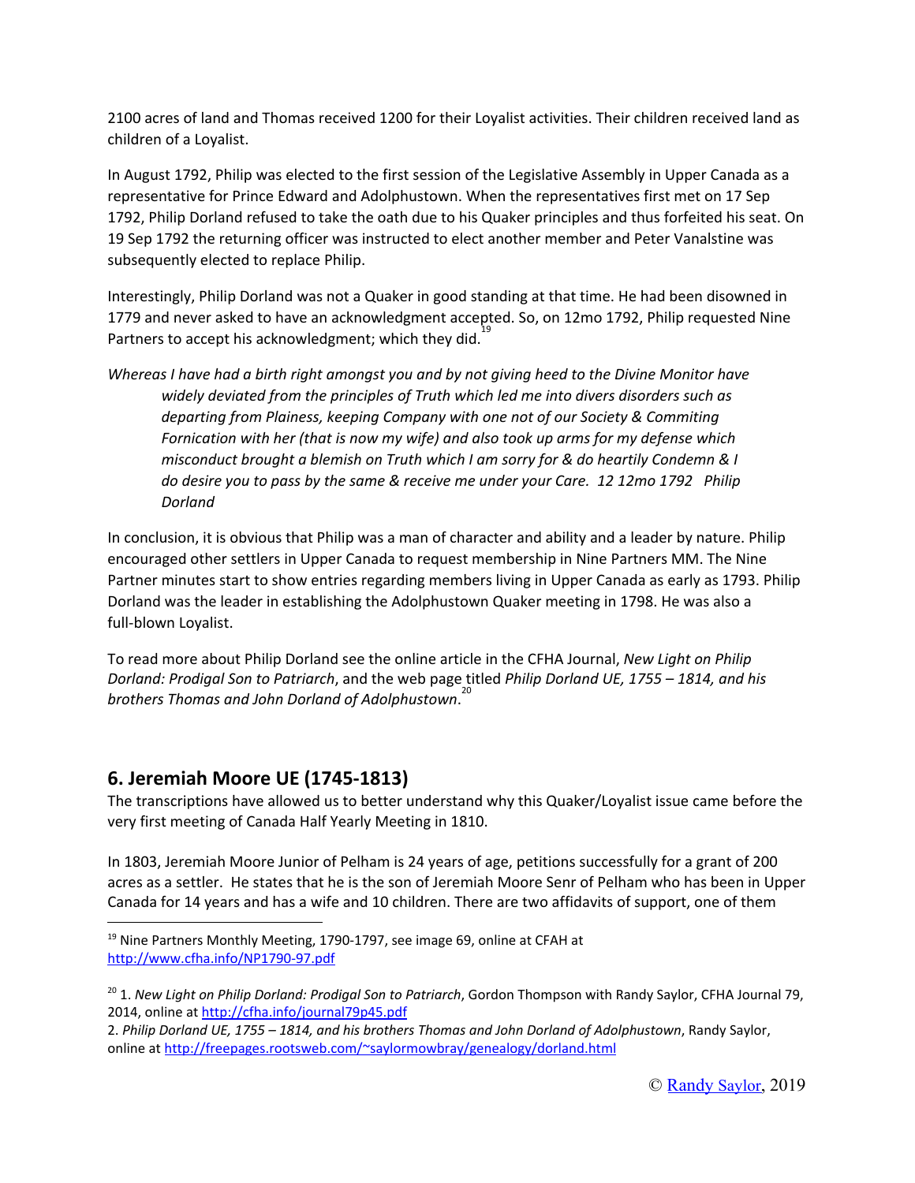2100 acres of land and Thomas received 1200 for their Loyalist activities. Their children received land as children of a Loyalist.

In August 1792, Philip was elected to the first session of the Legislative Assembly in Upper Canada as a representative for Prince Edward and Adolphustown. When the representatives first met on 17 Sep 1792, Philip Dorland refused to take the oath due to his Quaker principles and thus forfeited his seat. On 19 Sep 1792 the returning officer was instructed to elect another member and Peter Vanalstine was subsequently elected to replace Philip.

Interestingly, Philip Dorland was not a Quaker in good standing at that time. He had been disowned in 1779 and never asked to have an acknowledgment accepted. So, on 12mo 1792, Philip requested Nine Partners to accept his acknowledgment; which they did.[19]

> *Whereas I have had a birth right amongst you and by not giving heed to the Divine Monitor have widely deviated from the principles of Truth which led me into divers disorders such as departing from Plainess, keeping Company with one not of our Society & Commiting Fornication with her (that is now my wife) and also took up arms for my defense which misconduct brought a blemish on Truth which I am sorry for & do heartily Condemn & I do desire you to pass by the same & receive me under your Care. 12 12mo 1792 Philip Dorland*

In conclusion, it is obvious that Philip was a man of character and ability and a leader by nature. Philip encouraged other settlers in Upper Canada to request membership in Nine Partners MM. The Nine Partner minutes start to show entries regarding members living in Upper Canada as early as 1793. Philip Dorland was the leader in establishing the Adolphustown Quaker meeting in 1798. He was also a full-blown Loyalist.

To read more about Philip Dorland see the online article in the CFHA Journal, *New Light on Philip Dorland: Prodigal Son to Patriarch*, and the web page titled *Philip Dorland UE, 1755 – 1814, and his brothers Thomas and John Dorland of Adolphustown*.[20]

## 6. Jeremiah Moore UE (1745-1813)

The transcriptions have allowed us to better understand why this Quaker/Loyalist issue came before the very first meeting of Canada Half Yearly Meeting in 1810.

In 1803, Jeremiah Moore Junior of Pelham is 24 years of age, petitions successfully for a grant of 200 acres as a settler. He states that he is the son of Jeremiah Moore Senr of Pelham who has been in Upper Canada for 14 years and has a wife and 10 children. There are two affidavits of support, one of them

---

[19] Nine Partners Monthly Meeting, 1790-1797, see image 69, online at CFAH at http://www.cfha.info/NP1790-97.pdf

[20] 1. *New Light on Philip Dorland: Prodigal Son to Patriarch*, Gordon Thompson with Randy Saylor, CFHA Journal 79, 2014, online at http://cfha.info/journal79p45.pdf
2. *Philip Dorland UE, 1755 – 1814, and his brothers Thomas and John Dorland of Adolphustown*, Randy Saylor, online at http://freepages.rootsweb.com/~saylormowbray/genealogy/dorland.html

© Randy Saylor, 2019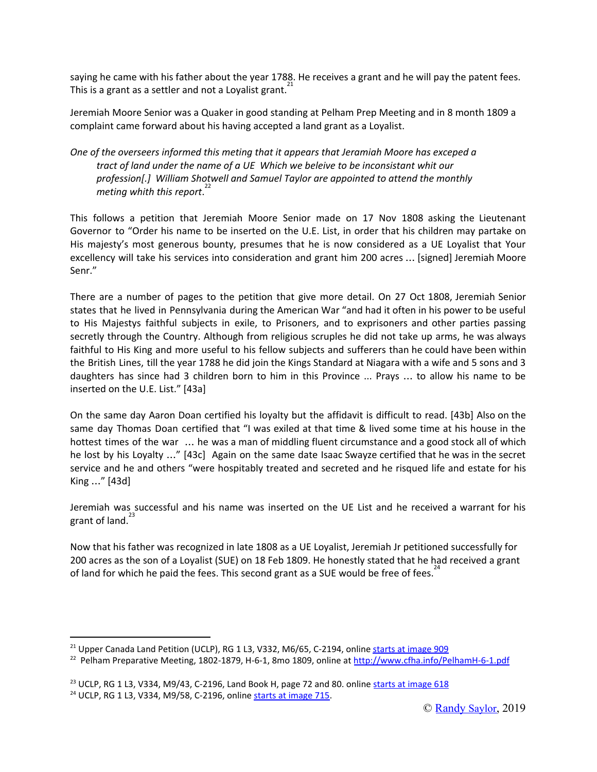saying he came with his father about the year 1788. He receives a grant and he will pay the patent fees. This is a grant as a settler and not a Loyalist grant.[21]

Jeremiah Moore Senior was a Quaker in good standing at Pelham Prep Meeting and in 8 month 1809 a complaint came forward about his having accepted a land grant as a Loyalist.

> *One of the overseers informed this meting that it appears that Jeramiah Moore has exceped a tract of land under the name of a UE Which we beleive to be inconsistant whit our profession[.] William Shotwell and Samuel Taylor are appointed to attend the monthly meting whith this report*.[22]

This follows a petition that Jeremiah Moore Senior made on 17 Nov 1808 asking the Lieutenant Governor to "Order his name to be inserted on the U.E. List, in order that his children may partake on His majesty's most generous bounty, presumes that he is now considered as a UE Loyalist that Your excellency will take his services into consideration and grant him 200 acres … [signed] Jeremiah Moore Senr."

There are a number of pages to the petition that give more detail. On 27 Oct 1808, Jeremiah Senior states that he lived in Pennsylvania during the American War "and had it often in his power to be useful to His Majestys faithful subjects in exile, to Prisoners, and to exprisoners and other parties passing secretly through the Country. Although from religious scruples he did not take up arms, he was always faithful to His King and more useful to his fellow subjects and sufferers than he could have been within the British Lines, till the year 1788 he did join the Kings Standard at Niagara with a wife and 5 sons and 3 daughters has since had 3 children born to him in this Province ... Prays … to allow his name to be inserted on the U.E. List." [43a]

On the same day Aaron Doan certified his loyalty but the affidavit is difficult to read. [43b] Also on the same day Thomas Doan certified that "I was exiled at that time & lived some time at his house in the hottest times of the war … he was a man of middling fluent circumstance and a good stock all of which he lost by his Loyalty …" [43c] Again on the same date Isaac Swayze certified that he was in the secret service and he and others "were hospitably treated and secreted and he risqued life and estate for his King …" [43d]

Jeremiah was successful and his name was inserted on the UE List and he received a warrant for his grant of land.[23]

Now that his father was recognized in late 1808 as a UE Loyalist, Jeremiah Jr petitioned successfully for 200 acres as the son of a Loyalist (SUE) on 18 Feb 1809. He honestly stated that he had received a grant of land for which he paid the fees. This second grant as a SUE would be free of fees.[24]

---

[21] Upper Canada Land Petition (UCLP), RG 1 L3, V332, M6/65, C-2194, online starts at image 909

[22] Pelham Preparative Meeting, 1802-1879, H-6-1, 8mo 1809, online at http://www.cfha.info/PelhamH-6-1.pdf

[23] UCLP, RG 1 L3, V334, M9/43, C-2196, Land Book H, page 72 and 80. online starts at image 618

[24] UCLP, RG 1 L3, V334, M9/58, C-2196, online starts at image 715.

© Randy Saylor, 2019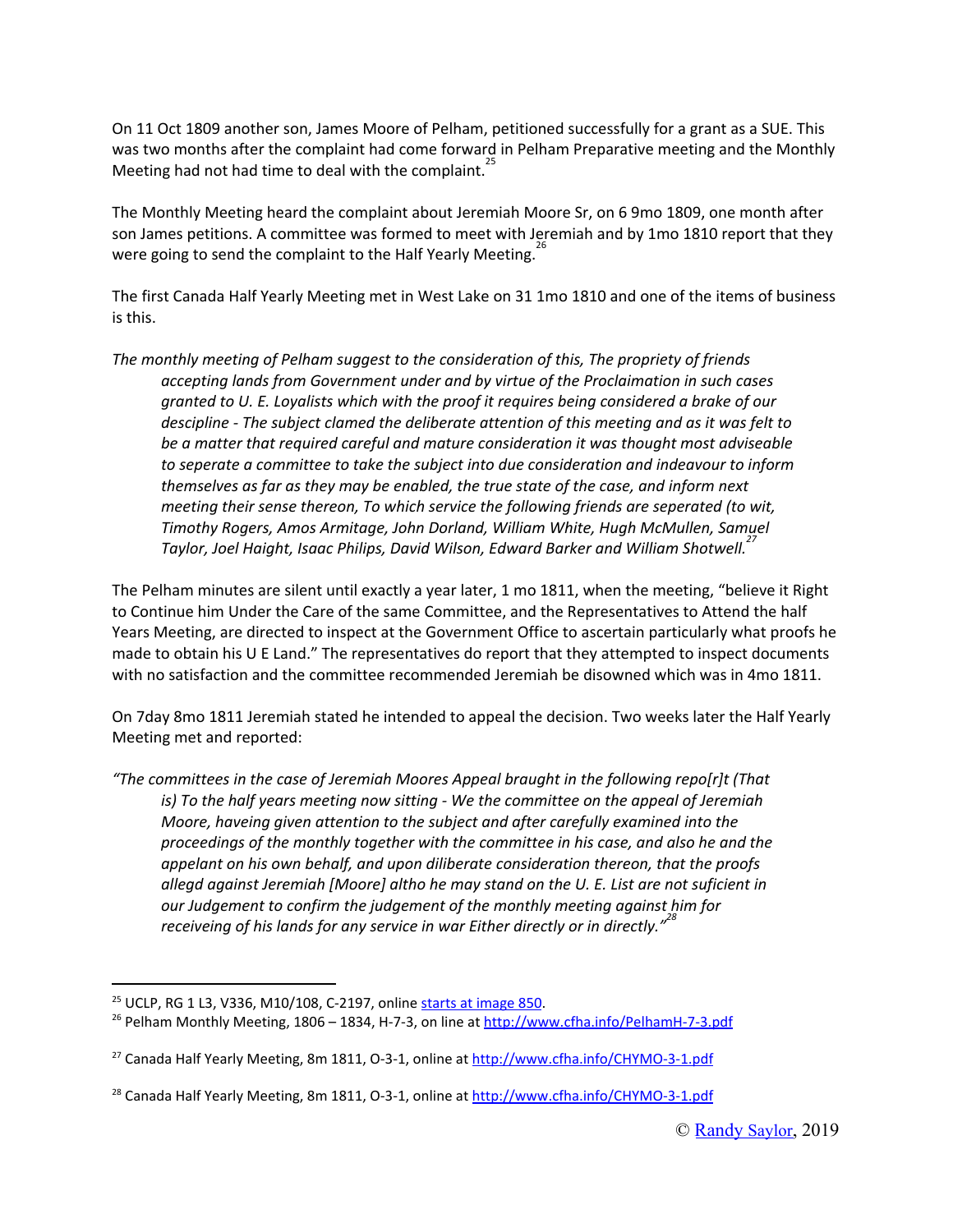On 11 Oct 1809 another son, James Moore of Pelham, petitioned successfully for a grant as a SUE. This was two months after the complaint had come forward in Pelham Preparative meeting and the Monthly Meeting had not had time to deal with the complaint.[25]

The Monthly Meeting heard the complaint about Jeremiah Moore Sr, on 6 9mo 1809, one month after son James petitions. A committee was formed to meet with Jeremiah and by 1mo 1810 report that they were going to send the complaint to the Half Yearly Meeting.[26]

The first Canada Half Yearly Meeting met in West Lake on 31 1mo 1810 and one of the items of business is this.

> *The monthly meeting of Pelham suggest to the consideration of this, The propriety of friends accepting lands from Government under and by virtue of the Proclamation in such cases granted to U. E. Loyalists which with the proof it requires being considered a brake of our descipline - The subject clamed the deliberate attention of this meeting and as it was felt to be a matter that required careful and mature consideration it was thought most adviseable to seperate a committee to take the subject into due consideration and indeavour to inform themselves as far as they may be enabled, the true state of the case, and inform next meeting their sense thereon, To which service the following friends are seperated (to wit, Timothy Rogers, Amos Armitage, John Dorland, William White, Hugh McMullen, Samuel Taylor, Joel Haight, Isaac Philips, David Wilson, Edward Barker and William Shotwell.*[27]

The Pelham minutes are silent until exactly a year later, 1 mo 1811, when the meeting, "believe it Right to Continue him Under the Care of the same Committee, and the Representatives to Attend the half Years Meeting, are directed to inspect at the Government Office to ascertain particularly what proofs he made to obtain his U E Land." The representatives do report that they attempted to inspect documents with no satisfaction and the committee recommended Jeremiah be disowned which was in 4mo 1811.

On 7day 8mo 1811 Jeremiah stated he intended to appeal the decision. Two weeks later the Half Yearly Meeting met and reported:

> *"The committees in the case of Jeremiah Moores Appeal braught in the following repo[r]t (That is) To the half years meeting now sitting - We the committee on the appeal of Jeremiah Moore, haveing given attention to the subject and after carefully examined into the proceedings of the monthly together with the committee in his case, and also he and the appelant on his own behalf, and upon diliberate consideration thereon, that the proofs allegd against Jeremiah [Moore] altho he may stand on the U. E. List are not suficient in our Judgement to confirm the judgement of the monthly meeting against him for receiveing of his lands for any service in war Either directly or in directly."*[28]

---

[25] UCLP, RG 1 L3, V336, M10/108, C-2197, online starts at image 850.

[26] Pelham Monthly Meeting, 1806 – 1834, H-7-3, on line at http://www.cfha.info/PelhamH-7-3.pdf

[27] Canada Half Yearly Meeting, 8m 1811, O-3-1, online at http://www.cfha.info/CHYMO-3-1.pdf

[28] Canada Half Yearly Meeting, 8m 1811, O-3-1, online at http://www.cfha.info/CHYMO-3-1.pdf

© Randy Saylor, 2019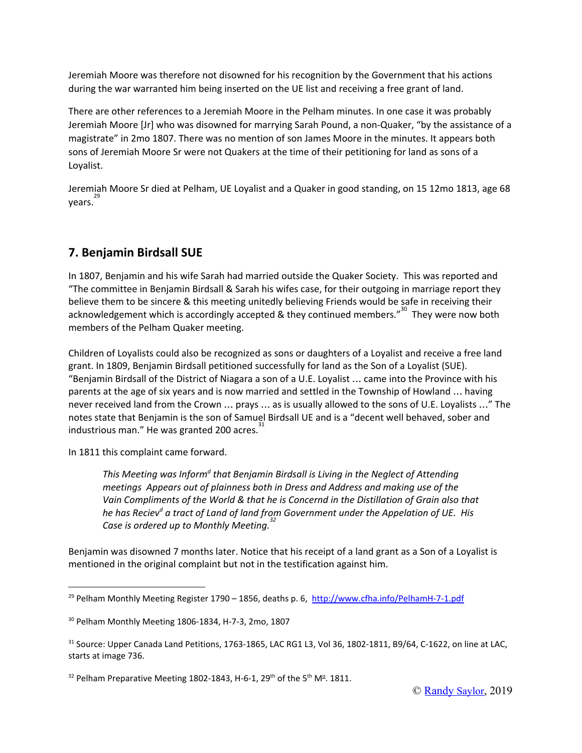Jeremiah Moore was therefore not disowned for his recognition by the Government that his actions during the war warranted him being inserted on the UE list and receiving a free grant of land.

There are other references to a Jeremiah Moore in the Pelham minutes. In one case it was probably Jeremiah Moore [Jr] who was disowned for marrying Sarah Pound, a non-Quaker, "by the assistance of a magistrate" in 2mo 1807. There was no mention of son James Moore in the minutes. It appears both sons of Jeremiah Moore Sr were not Quakers at the time of their petitioning for land as sons of a Loyalist.

Jeremiah Moore Sr died at Pelham, UE Loyalist and a Quaker in good standing, on 15 12mo 1813, age 68 years.[29]

## 7. Benjamin Birdsall SUE

In 1807, Benjamin and his wife Sarah had married outside the Quaker Society. This was reported and "The committee in Benjamin Birdsall & Sarah his wifes case, for their outgoing in marriage report they believe them to be sincere & this meeting unitedly believing Friends would be safe in receiving their acknowledgement which is accordingly accepted & they continued members."[30] They were now both members of the Pelham Quaker meeting.

Children of Loyalists could also be recognized as sons or daughters of a Loyalist and receive a free land grant. In 1809, Benjamin Birdsall petitioned successfully for land as the Son of a Loyalist (SUE). "Benjamin Birdsall of the District of Niagara a son of a U.E. Loyalist … came into the Province with his parents at the age of six years and is now married and settled in the Township of Howland … having never received land from the Crown … prays … as is usually allowed to the sons of U.E. Loyalists …" The notes state that Benjamin is the son of Samuel Birdsall UE and is a "decent well behaved, sober and industrious man." He was granted 200 acres.[31]

In 1811 this complaint came forward.

> *This Meeting was Inform^d that Benjamin Birdsall is Living in the Neglect of Attending meetings Appears out of plainness both in Dress and Address and making use of the Vain Compliments of the World & that he is Concernd in the Distillation of Grain also that he has Reciev^d a tract of Land of land from Government under the Appelation of UE. His Case is ordered up to Monthly Meeting.*[32]

Benjamin was disowned 7 months later. Notice that his receipt of a land grant as a Son of a Loyalist is mentioned in the original complaint but not in the testification against him.

---

[29] Pelham Monthly Meeting Register 1790 – 1856, deaths p. 6, http://www.cfha.info/PelhamH-7-1.pdf

[30] Pelham Monthly Meeting 1806-1834, H-7-3, 2mo, 1807

[31] Source: Upper Canada Land Petitions, 1763-1865, LAC RG1 L3, Vol 36, 1802-1811, B9/64, C-1622, on line at LAC, starts at image 736.

[32] Pelham Preparative Meeting 1802-1843, H-6-1, 29th of the 5th Mº. 1811.

© Randy Saylor, 2019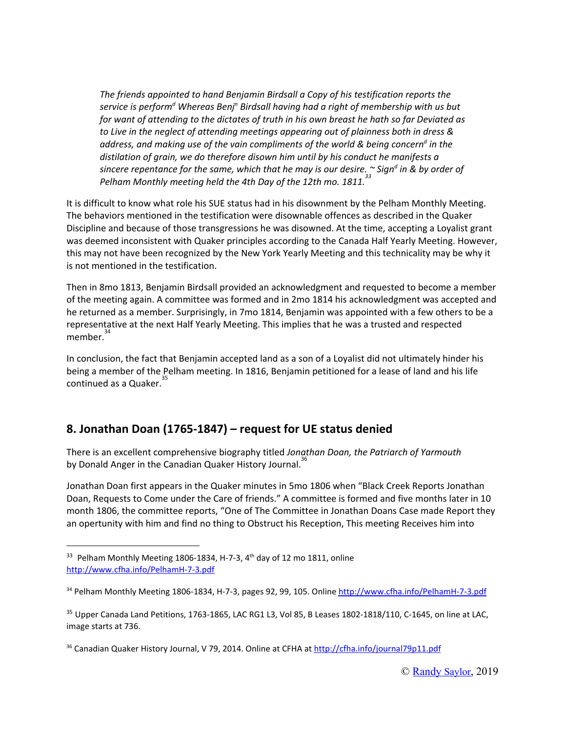*The friends appointed to hand Benjamin Birdsall a Copy of his testification reports the service is perform$^{d}$ Whereas Benj$^{n}$ Birdsall having had a right of membership with us but for want of attending to the dictates of truth in his own breast he hath so far Deviated as to Live in the neglect of attending meetings appearing out of plainness both in dress & address, and making use of the vain compliments of the world & being concern$^{d}$ in the distilation of grain, we do therefore disown him until by his conduct he manifests a sincere repentance for the same, which that he may is our desire. ~ Sign$^{d}$ in & by order of Pelham Monthly meeting held the 4th Day of the 12th mo. 1811.*[33]

It is difficult to know what role his SUE status had in his disownment by the Pelham Monthly Meeting. The behaviors mentioned in the testification were disownable offences as described in the Quaker Discipline and because of those transgressions he was disowned. At the time, accepting a Loyalist grant was deemed inconsistent with Quaker principles according to the Canada Half Yearly Meeting. However, this may not have been recognized by the New York Yearly Meeting and this technicality may be why it is not mentioned in the testification.

Then in 8mo 1813, Benjamin Birdsall provided an acknowledgment and requested to become a member of the meeting again. A committee was formed and in 2mo 1814 his acknowledgment was accepted and he returned as a member. Surprisingly, in 7mo 1814, Benjamin was appointed with a few others to be a representative at the next Half Yearly Meeting. This implies that he was a trusted and respected member.[34]

In conclusion, the fact that Benjamin accepted land as a son of a Loyalist did not ultimately hinder his being a member of the Pelham meeting. In 1816, Benjamin petitioned for a lease of land and his life continued as a Quaker.[35]

## 8. Jonathan Doan (1765-1847) – request for UE status denied

There is an excellent comprehensive biography titled *Jonathan Doan, the Patriarch of Yarmouth* by Donald Anger in the Canadian Quaker History Journal.[36]

Jonathan Doan first appears in the Quaker minutes in 5mo 1806 when "Black Creek Reports Jonathan Doan, Requests to Come under the Care of friends." A committee is formed and five months later in 10 month 1806, the committee reports, "One of The Committee in Jonathan Doans Case made Report they an opertunity with him and find no thing to Obstruct his Reception, This meeting Receives him into

---

[33] Pelham Monthly Meeting 1806-1834, H-7-3, 4th day of 12 mo 1811, online http://www.cfha.info/PelhamH-7-3.pdf

[34] Pelham Monthly Meeting 1806-1834, H-7-3, pages 92, 99, 105. Online http://www.cfha.info/PelhamH-7-3.pdf

[35] Upper Canada Land Petitions, 1763-1865, LAC RG1 L3, Vol 85, B Leases 1802-1818/110, C-1645, on line at LAC, image starts at 736.

[36] Canadian Quaker History Journal, V 79, 2014. Online at CFHA at http://cfha.info/journal79p11.pdf

© Randy Saylor, 2019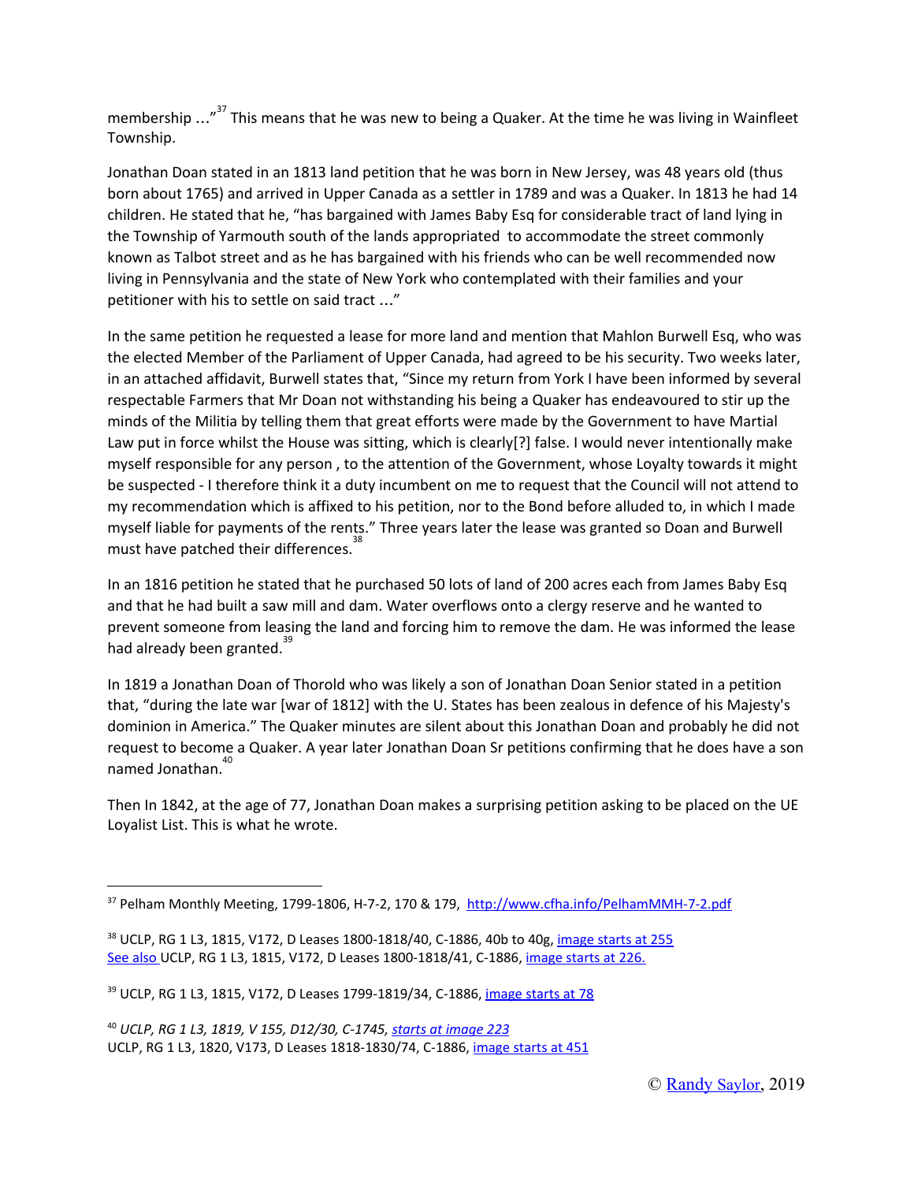membership ..."[37] This means that he was new to being a Quaker. At the time he was living in Wainfleet Township.

Jonathan Doan stated in an 1813 land petition that he was born in New Jersey, was 48 years old (thus born about 1765) and arrived in Upper Canada as a settler in 1789 and was a Quaker. In 1813 he had 14 children. He stated that he, "has bargained with James Baby Esq for considerable tract of land lying in the Township of Yarmouth south of the lands appropriated to accommodate the street commonly known as Talbot street and as he has bargained with his friends who can be well recommended now living in Pennsylvania and the state of New York who contemplated with their families and your petitioner with his to settle on said tract ..."

In the same petition he requested a lease for more land and mention that Mahlon Burwell Esq, who was the elected Member of the Parliament of Upper Canada, had agreed to be his security. Two weeks later, in an attached affidavit, Burwell states that, "Since my return from York I have been informed by several respectable Farmers that Mr Doan not withstanding his being a Quaker has endeavoured to stir up the minds of the Militia by telling them that great efforts were made by the Government to have Martial Law put in force whilst the House was sitting, which is clearly[?] false. I would never intentionally make myself responsible for any person , to the attention of the Government, whose Loyalty towards it might be suspected - I therefore think it a duty incumbent on me to request that the Council will not attend to my recommendation which is affixed to his petition, nor to the Bond before alluded to, in which I made myself liable for payments of the rents." Three years later the lease was granted so Doan and Burwell must have patched their differences.[38]

In an 1816 petition he stated that he purchased 50 lots of land of 200 acres each from James Baby Esq and that he had built a saw mill and dam. Water overflows onto a clergy reserve and he wanted to prevent someone from leasing the land and forcing him to remove the dam. He was informed the lease had already been granted.[39]

In 1819 a Jonathan Doan of Thorold who was likely a son of Jonathan Doan Senior stated in a petition that, "during the late war [war of 1812] with the U. States has been zealous in defence of his Majesty's dominion in America." The Quaker minutes are silent about this Jonathan Doan and probably he did not request to become a Quaker. A year later Jonathan Doan Sr petitions confirming that he does have a son named Jonathan.[40]

Then In 1842, at the age of 77, Jonathan Doan makes a surprising petition asking to be placed on the UE Loyalist List. This is what he wrote.

---

[37] Pelham Monthly Meeting, 1799-1806, H-7-2, 170 & 179, http://www.cfha.info/PelhamMMH-7-2.pdf

[38] UCLP, RG 1 L3, 1815, V172, D Leases 1800-1818/40, C-1886, 40b to 40g, image starts at 255
See also UCLP, RG 1 L3, 1815, V172, D Leases 1800-1818/41, C-1886, image starts at 226.

[39] UCLP, RG 1 L3, 1815, V172, D Leases 1799-1819/34, C-1886, image starts at 78

[40] *UCLP, RG 1 L3, 1819, V 155, D12/30, C-1745, starts at image 223*
UCLP, RG 1 L3, 1820, V173, D Leases 1818-1830/74, C-1886, image starts at 451

© Randy Saylor, 2019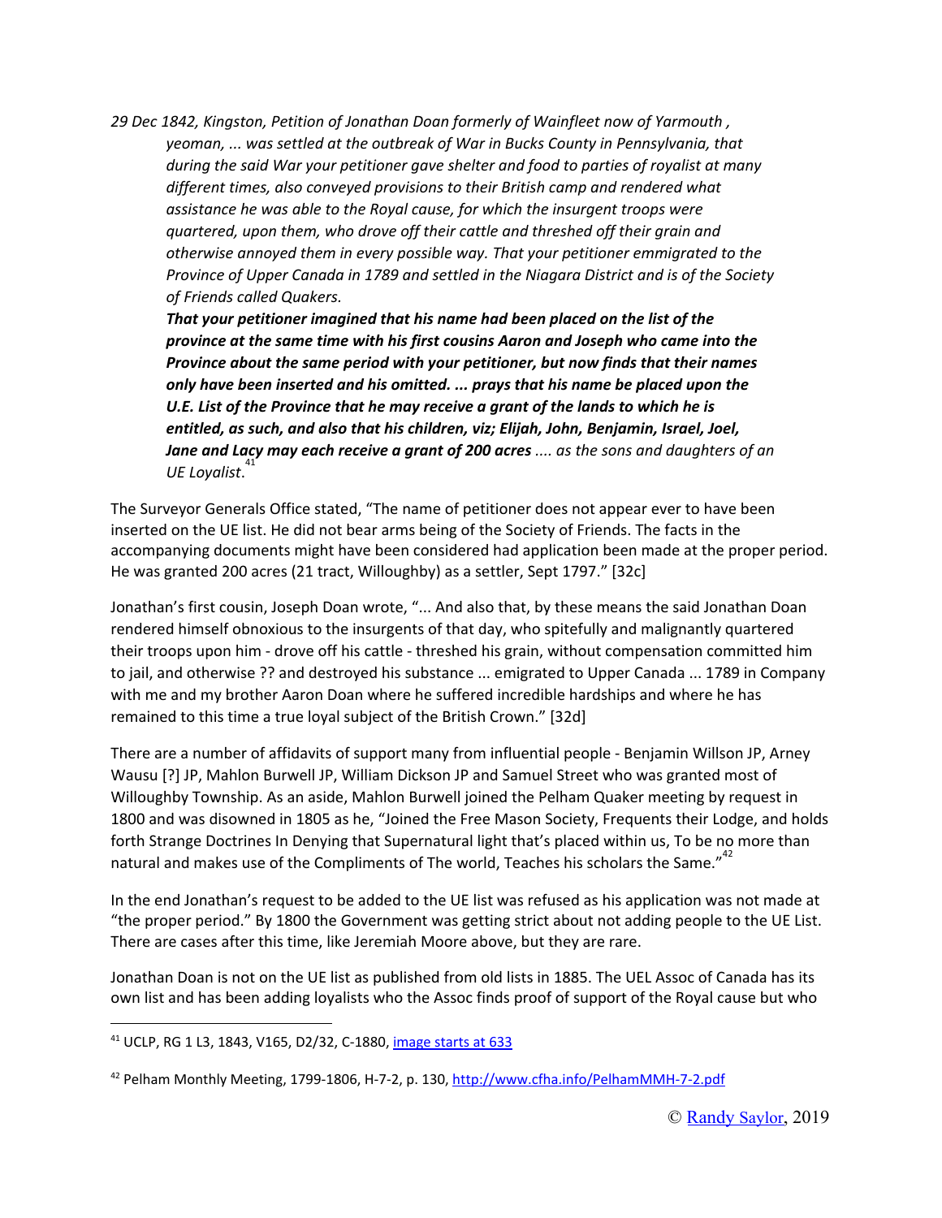*29 Dec 1842, Kingston, Petition of Jonathan Doan formerly of Wainfleet now of Yarmouth , yeoman, ... was settled at the outbreak of War in Bucks County in Pennsylvania, that during the said War your petitioner gave shelter and food to parties of royalist at many different times, also conveyed provisions to their British camp and rendered what assistance he was able to the Royal cause, for which the insurgent troops were quartered, upon them, who drove off their cattle and threshed off their grain and otherwise annoyed them in every possible way. That your petitioner emmigrated to the Province of Upper Canada in 1789 and settled in the Niagara District and is of the Society of Friends called Quakers.*

> ***That your petitioner imagined that his name had been placed on the list of the province at the same time with his first cousins Aaron and Joseph who came into the Province about the same period with your petitioner, but now finds that their names only have been inserted and his omitted. ... prays that his name be placed upon the U.E. List of the Province that he may receive a grant of the lands to which he is entitled, as such, and also that his children, viz; Elijah, John, Benjamin, Israel, Joel, Jane and Lacy may each receive a grant of 200 acres** .... as the sons and daughters of an UE Loyalist.*[41]

The Surveyor Generals Office stated, "The name of petitioner does not appear ever to have been inserted on the UE list. He did not bear arms being of the Society of Friends. The facts in the accompanying documents might have been considered had application been made at the proper period. He was granted 200 acres (21 tract, Willoughby) as a settler, Sept 1797." [32c]

Jonathan's first cousin, Joseph Doan wrote, "... And also that, by these means the said Jonathan Doan rendered himself obnoxious to the insurgents of that day, who spitefully and malignantly quartered their troops upon him - drove off his cattle - threshed his grain, without compensation committed him to jail, and otherwise ?? and destroyed his substance ... emigrated to Upper Canada ... 1789 in Company with me and my brother Aaron Doan where he suffered incredible hardships and where he has remained to this time a true loyal subject of the British Crown." [32d]

There are a number of affidavits of support many from influential people - Benjamin Willson JP, Arney Wausu [?] JP, Mahlon Burwell JP, William Dickson JP and Samuel Street who was granted most of Willoughby Township. As an aside, Mahlon Burwell joined the Pelham Quaker meeting by request in 1800 and was disowned in 1805 as he, "Joined the Free Mason Society, Frequents their Lodge, and holds forth Strange Doctrines In Denying that Supernatural light that's placed within us, To be no more than natural and makes use of the Compliments of The world, Teaches his scholars the Same."[42]

In the end Jonathan's request to be added to the UE list was refused as his application was not made at "the proper period." By 1800 the Government was getting strict about not adding people to the UE List. There are cases after this time, like Jeremiah Moore above, but they are rare.

Jonathan Doan is not on the UE list as published from old lists in 1885. The UEL Assoc of Canada has its own list and has been adding loyalists who the Assoc finds proof of support of the Royal cause but who

---

[41] UCLP, RG 1 L3, 1843, V165, D2/32, C-1880, image starts at 633

[42] Pelham Monthly Meeting, 1799-1806, H-7-2, p. 130, http://www.cfha.info/PelhamMMH-7-2.pdf

© Randy Saylor, 2019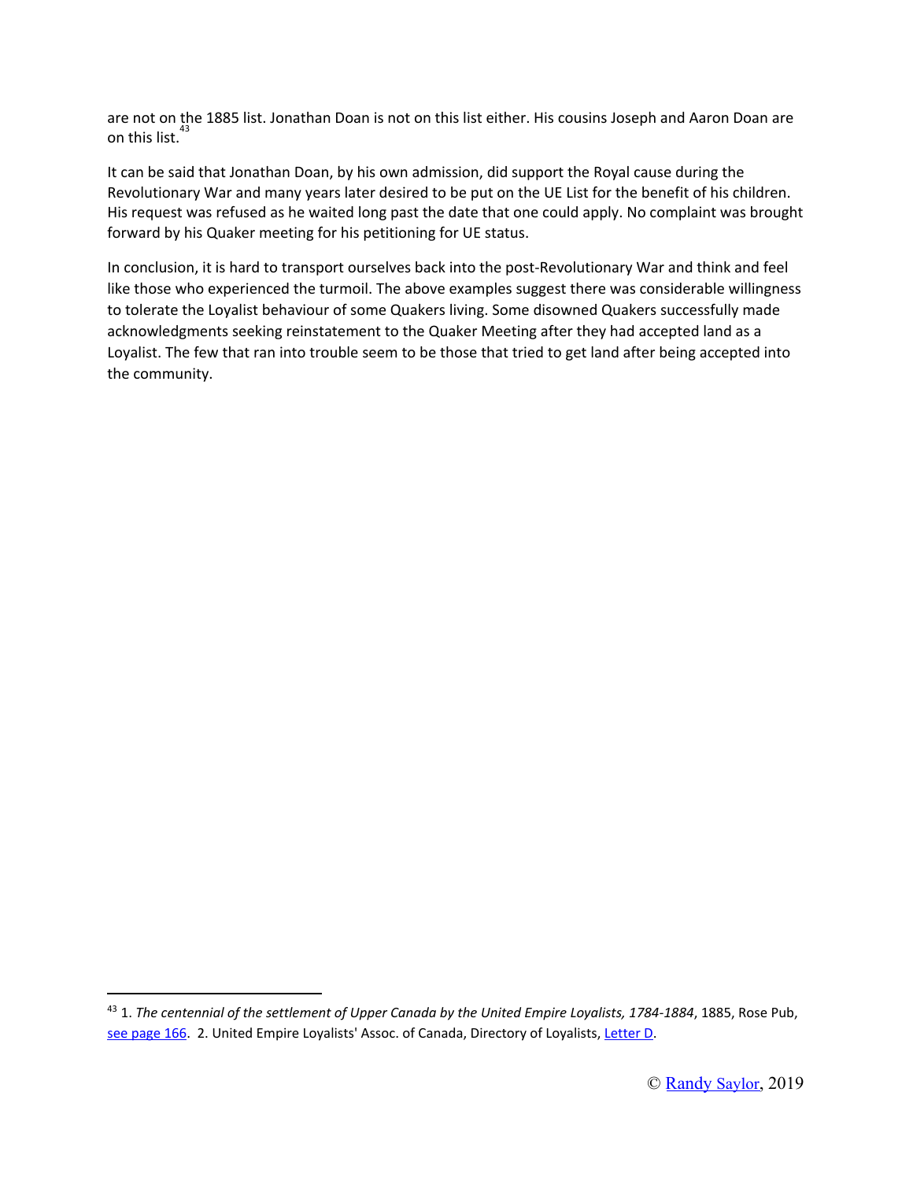are not on the 1885 list. Jonathan Doan is not on this list either. His cousins Joseph and Aaron Doan are on this list.[43]

It can be said that Jonathan Doan, by his own admission, did support the Royal cause during the Revolutionary War and many years later desired to be put on the UE List for the benefit of his children. His request was refused as he waited long past the date that one could apply. No complaint was brought forward by his Quaker meeting for his petitioning for UE status.

In conclusion, it is hard to transport ourselves back into the post-Revolutionary War and think and feel like those who experienced the turmoil. The above examples suggest there was considerable willingness to tolerate the Loyalist behaviour of some Quakers living. Some disowned Quakers successfully made acknowledgments seeking reinstatement to the Quaker Meeting after they had accepted land as a Loyalist. The few that ran into trouble seem to be those that tried to get land after being accepted into the community.

---

[43] 1. *The centennial of the settlement of Upper Canada by the United Empire Loyalists, 1784-1884*, 1885, Rose Pub, see page 166. 2. United Empire Loyalists' Assoc. of Canada, Directory of Loyalists, Letter D.

© Randy Saylor, 2019